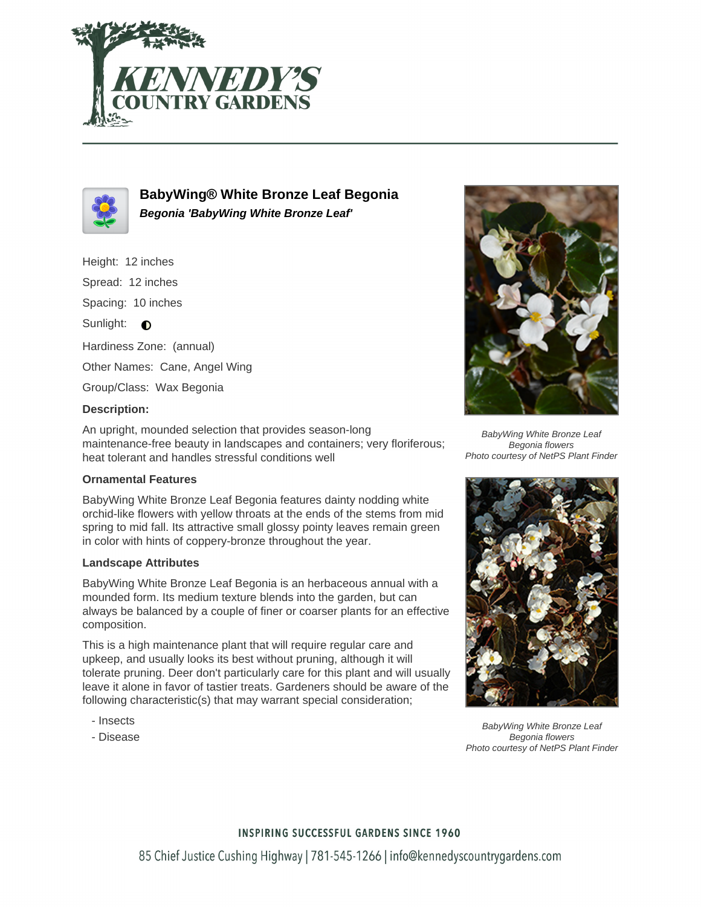# BabyWing® White Bronze Leaf Begonia

***Begonia 'BabyWing White Bronze Leaf'***

Height: 12 inches

Spread: 12 inches

Spacing: 10 inches

Sunlight: ◐

Hardiness Zone: (annual)

Other Names: Cane, Angel Wing

Group/Class: Wax Begonia

### Description:

An upright, mounded selection that provides season-long maintenance-free beauty in landscapes and containers; very floriferous; heat tolerant and handles stressful conditions well

### Ornamental Features

BabyWing White Bronze Leaf Begonia features dainty nodding white orchid-like flowers with yellow throats at the ends of the stems from mid spring to mid fall. Its attractive small glossy pointy leaves remain green in color with hints of coppery-bronze throughout the year.

### Landscape Attributes

BabyWing White Bronze Leaf Begonia is an herbaceous annual with a mounded form. Its medium texture blends into the garden, but can always be balanced by a couple of finer or coarser plants for an effective composition.

This is a high maintenance plant that will require regular care and upkeep, and usually looks its best without pruning, although it will tolerate pruning. Deer don't particularly care for this plant and will usually leave it alone in favor of tastier treats. Gardeners should be aware of the following characteristic(s) that may warrant special consideration;

- Insects
- Disease

*BabyWing White Bronze Leaf Begonia flowers*
*Photo courtesy of NetPS Plant Finder*

*BabyWing White Bronze Leaf Begonia flowers*
*Photo courtesy of NetPS Plant Finder*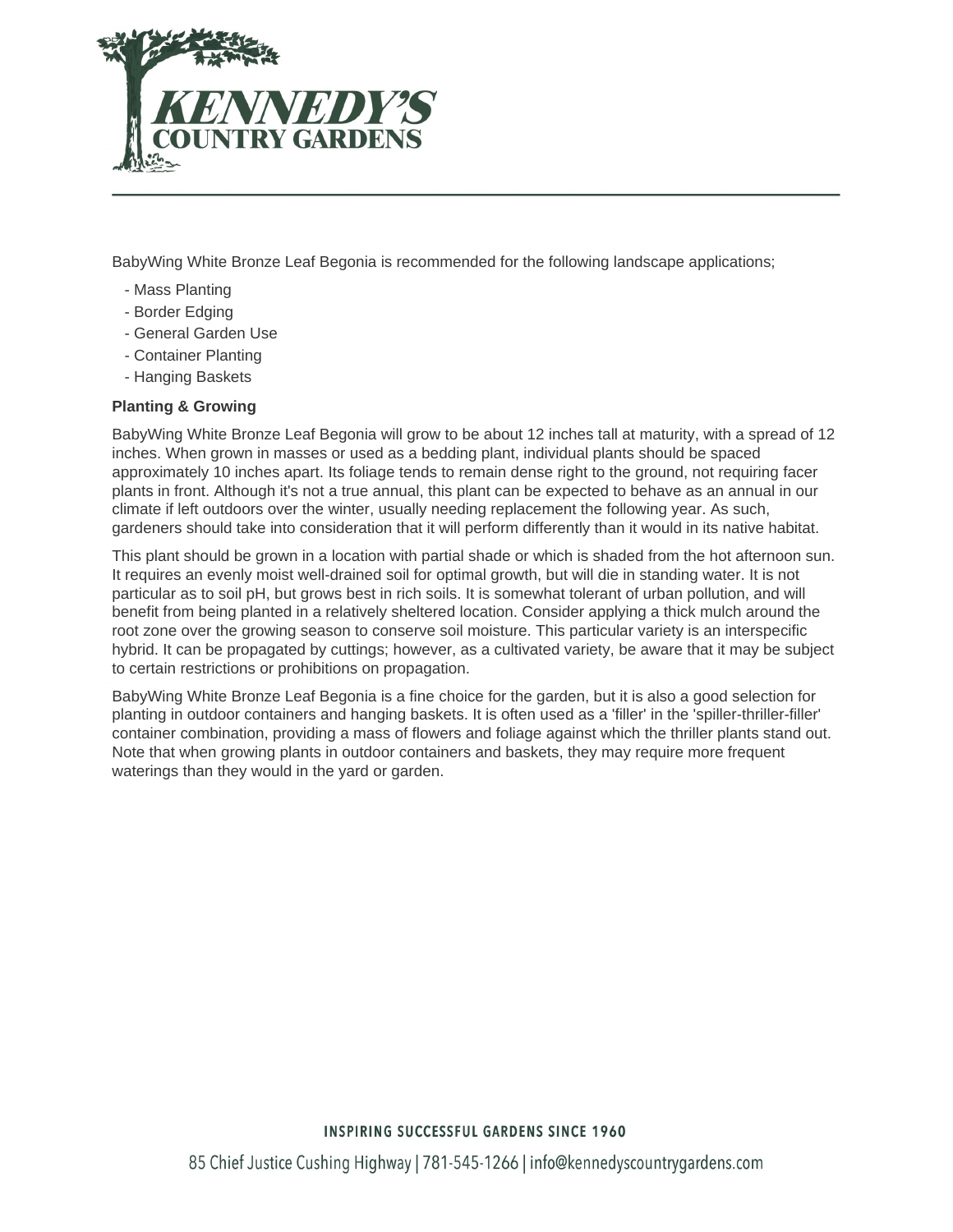BabyWing White Bronze Leaf Begonia is recommended for the following landscape applications;

- Mass Planting
- Border Edging
- General Garden Use
- Container Planting
- Hanging Baskets

**Planting & Growing**

BabyWing White Bronze Leaf Begonia will grow to be about 12 inches tall at maturity, with a spread of 12 inches. When grown in masses or used as a bedding plant, individual plants should be spaced approximately 10 inches apart. Its foliage tends to remain dense right to the ground, not requiring facer plants in front. Although it's not a true annual, this plant can be expected to behave as an annual in our climate if left outdoors over the winter, usually needing replacement the following year. As such, gardeners should take into consideration that it will perform differently than it would in its native habitat.

This plant should be grown in a location with partial shade or which is shaded from the hot afternoon sun. It requires an evenly moist well-drained soil for optimal growth, but will die in standing water. It is not particular as to soil pH, but grows best in rich soils. It is somewhat tolerant of urban pollution, and will benefit from being planted in a relatively sheltered location. Consider applying a thick mulch around the root zone over the growing season to conserve soil moisture. This particular variety is an interspecific hybrid. It can be propagated by cuttings; however, as a cultivated variety, be aware that it may be subject to certain restrictions or prohibitions on propagation.

BabyWing White Bronze Leaf Begonia is a fine choice for the garden, but it is also a good selection for planting in outdoor containers and hanging baskets. It is often used as a 'filler' in the 'spiller-thriller-filler' container combination, providing a mass of flowers and foliage against which the thriller plants stand out. Note that when growing plants in outdoor containers and baskets, they may require more frequent waterings than they would in the yard or garden.